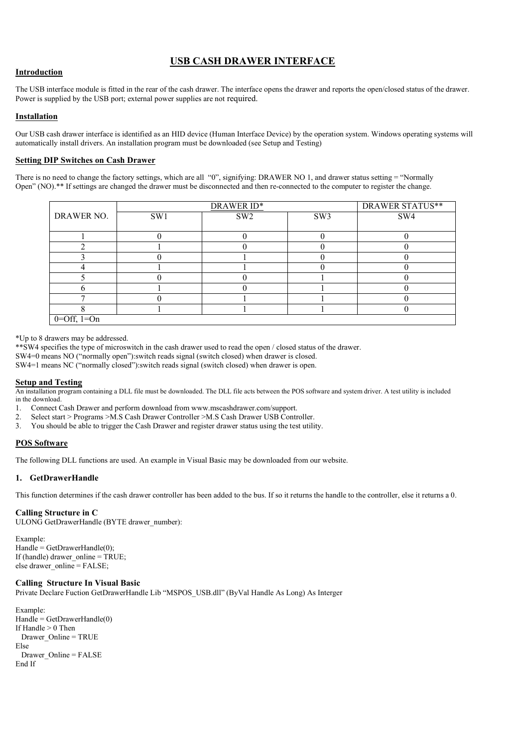# USB CASH DRAWER INTERFACE

## Introduction

The USB interface module is fitted in the rear of the cash drawer. The interface opens the drawer and reports the open/closed status of the drawer. Power is supplied by the USB port; external power supplies are not required.

## Installation

Our USB cash drawer interface is identified as an HID device (Human Interface Device) by the operation system. Windows operating systems will automatically install drivers. An installation program must be downloaded (see Setup and Testing)

## Setting DIP Switches on Cash Drawer

There is no need to change the factory settings, which are all "0", signifying: DRAWER NO 1, and drawer status setting = "Normally Open" (NO).** If settings are changed the drawer must be disconnected and then re-connected to the computer to register the change.

| DRAWER NO. | DRAWER ID* | | | DRAWER STATUS** |
|---|---|---|---|---|
| | SW1 | SW2 | SW3 | SW4 |
| 1 | 0 | 0 | 0 | 0 |
| 2 | 1 | 0 | 0 | 0 |
| 3 | 0 | 1 | 0 | 0 |
| 4 | 1 | 1 | 0 | 0 |
| 5 | 0 | 0 | 1 | 0 |
| 6 | 1 | 0 | 1 | 0 |
| 7 | 0 | 1 | 1 | 0 |
| 8 | 1 | 1 | 1 | 0 |
| 0=Off, 1=On | | | | |

*Up to 8 drawers may be addressed.

**SW4 specifies the type of microswitch in the cash drawer used to read the open / closed status of the drawer.

SW4=0 means NO ("normally open"):switch reads signal (switch closed) when drawer is closed.

SW4=1 means NC ("normally closed"):switch reads signal (switch closed) when drawer is open.

## Setup and Testing

An installation program containing a DLL file must be downloaded. The DLL file acts between the POS software and system driver. A test utility is included in the download.

1. Connect Cash Drawer and perform download from www.mscashdrawer.com/support.
2. Select start > Programs >M.S Cash Drawer Controller >M.S Cash Drawer USB Controller.
3. You should be able to trigger the Cash Drawer and register drawer status using the test utility.

## POS Software

The following DLL functions are used. An example in Visual Basic may be downloaded from our website.

### 1. GetDrawerHandle

This function determines if the cash drawer controller has been added to the bus. If so it returns the handle to the controller, else it returns a 0.

#### Calling Structure in C

ULONG GetDrawerHandle (BYTE drawer_number):

Example:

```
Handle = GetDrawerHandle(0);
If (handle) drawer_online = TRUE;
else drawer_online = FALSE;
```

#### Calling Structure In Visual Basic

Private Declare Fuction GetDrawerHandle Lib "MSPOS_USB.dll" (ByVal Handle As Long) As Interger

Example:

```
Handle = GetDrawerHandle(0)
If Handle > 0 Then
  Drawer_Online = TRUE
Else
  Drawer_Online = FALSE
End If
```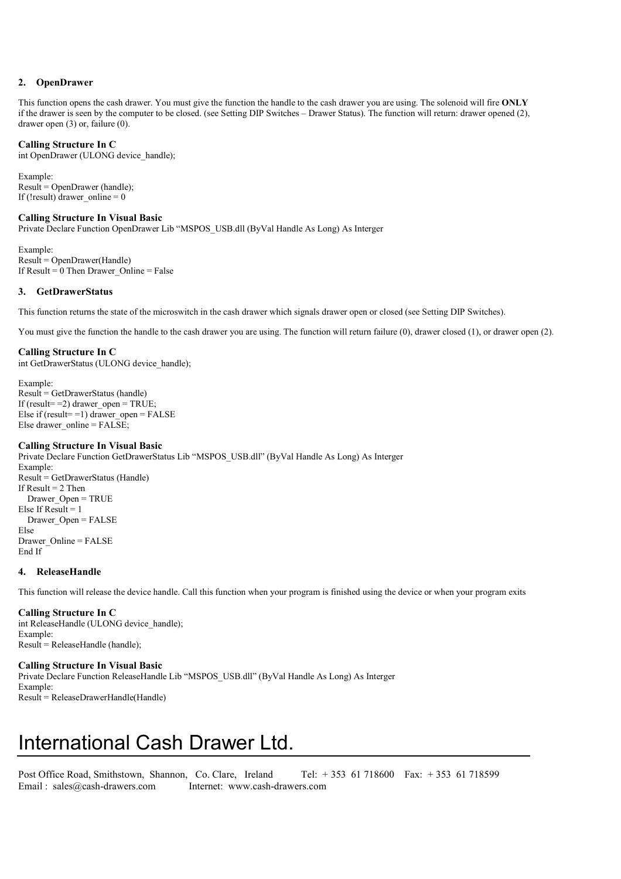### 2. OpenDrawer

This function opens the cash drawer. You must give the function the handle to the cash drawer you are using. The solenoid will fire **ONLY** if the drawer is seen by the computer to be closed. (see Setting DIP Switches – Drawer Status). The function will return: drawer opened (2), drawer open (3) or, failure (0).

**Calling Structure In C**

```
int OpenDrawer (ULONG device_handle);
```

Example:

```
Result = OpenDrawer (handle);
If (!result) drawer_online = 0
```

**Calling Structure In Visual Basic**

```
Private Declare Function OpenDrawer Lib “MSPOS_USB.dll (ByVal Handle As Long) As Interger
```

Example:

```
Result = OpenDrawer(Handle)
If Result = 0 Then Drawer_Online = False
```

### 3. GetDrawerStatus

This function returns the state of the microswitch in the cash drawer which signals drawer open or closed (see Setting DIP Switches).

You must give the function the handle to the cash drawer you are using. The function will return failure (0), drawer closed (1), or drawer open (2).

**Calling Structure In C**

```
int GetDrawerStatus (ULONG device_handle);
```

Example:

```
Result = GetDrawerStatus (handle)
If (result= =2) drawer_open = TRUE;
Else if (result= =1) drawer_open = FALSE
Else drawer_online = FALSE;
```

**Calling Structure In Visual Basic**

```
Private Declare Function GetDrawerStatus Lib “MSPOS_USB.dll” (ByVal Handle As Long) As Interger
```

Example:

```
Result = GetDrawerStatus (Handle)
If Result = 2 Then
   Drawer_Open = TRUE
Else If Result = 1
   Drawer_Open = FALSE
Else
Drawer_Online = FALSE
End If
```

### 4. ReleaseHandle

This function will release the device handle. Call this function when your program is finished using the device or when your program exits

**Calling Structure In C**

```
int ReleaseHandle (ULONG device_handle);
```

Example:

```
Result = ReleaseHandle (handle);
```

**Calling Structure In Visual Basic**

```
Private Declare Function ReleaseHandle Lib “MSPOS_USB.dll” (ByVal Handle As Long) As Interger
```

Example:

```
Result = ReleaseDrawerHandle(Handle)
```

# International Cash Drawer Ltd.

Post Office Road, Smithstown, Shannon, Co. Clare, Ireland Tel: + 353 61 718600 Fax: + 353 61 718599
Email : sales@cash-drawers.com Internet: www.cash-drawers.com